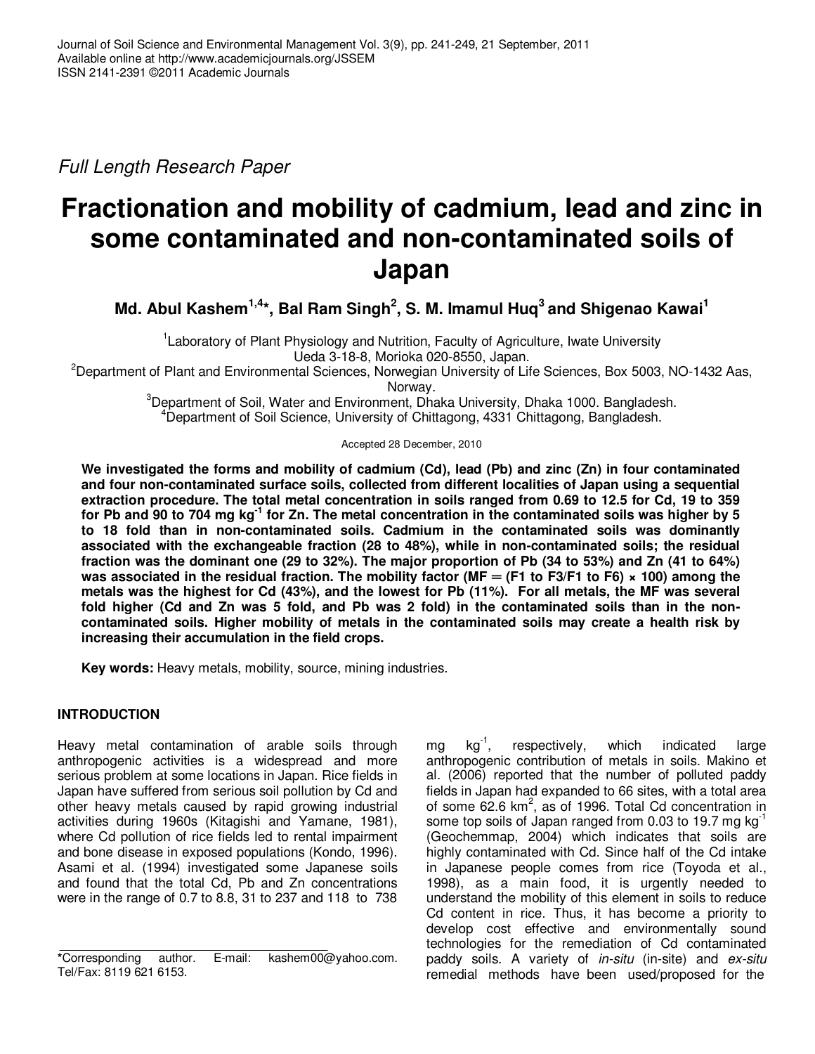*Full Length Research Paper*

# Fractionation and mobility of cadmium, lead and zinc in some contaminated and non-contaminated soils of Japan

**Md. Abul Kashem[1,4]\*, Bal Ram Singh[2], S. M. Imamul Huq[3] and Shigenao Kawai[1]**

[1]Laboratory of Plant Physiology and Nutrition, Faculty of Agriculture, Iwate University Ueda 3-18-8, Morioka 020-8550, Japan.

[2]Department of Plant and Environmental Sciences, Norwegian University of Life Sciences, Box 5003, NO-1432 Aas, Norway.

[3]Department of Soil, Water and Environment, Dhaka University, Dhaka 1000. Bangladesh.

[4]Department of Soil Science, University of Chittagong, 4331 Chittagong, Bangladesh.

Accepted 28 December, 2010

**We investigated the forms and mobility of cadmium (Cd), lead (Pb) and zinc (Zn) in four contaminated and four non-contaminated surface soils, collected from different localities of Japan using a sequential extraction procedure. The total metal concentration in soils ranged from 0.69 to 12.5 for Cd, 19 to 359 for Pb and 90 to 704 mg kg$^{-1}$ for Zn. The metal concentration in the contaminated soils was higher by 5 to 18 fold than in non-contaminated soils. Cadmium in the contaminated soils was dominantly associated with the exchangeable fraction (28 to 48%), while in non-contaminated soils; the residual fraction was the dominant one (29 to 32%). The major proportion of Pb (34 to 53%) and Zn (41 to 64%) was associated in the residual fraction. The mobility factor (MF = (F1 to F3/F1 to F6) × 100) among the metals was the highest for Cd (43%), and the lowest for Pb (11%). For all metals, the MF was several fold higher (Cd and Zn was 5 fold, and Pb was 2 fold) in the contaminated soils than in the non-contaminated soils. Higher mobility of metals in the contaminated soils may create a health risk by increasing their accumulation in the field crops.**

**Key words:** Heavy metals, mobility, source, mining industries.

## INTRODUCTION

Heavy metal contamination of arable soils through anthropogenic activities is a widespread and more serious problem at some locations in Japan. Rice fields in Japan have suffered from serious soil pollution by Cd and other heavy metals caused by rapid growing industrial activities during 1960s (Kitagishi and Yamane, 1981), where Cd pollution of rice fields led to rental impairment and bone disease in exposed populations (Kondo, 1996). Asami et al. (1994) investigated some Japanese soils and found that the total Cd, Pb and Zn concentrations were in the range of 0.7 to 8.8, 31 to 237 and 118 to 738 mg kg$^{-1}$, respectively, which indicated large anthropogenic contribution of metals in soils. Makino et al. (2006) reported that the number of polluted paddy fields in Japan had expanded to 66 sites, with a total area of some 62.6 km$^2$, as of 1996. Total Cd concentration in some top soils of Japan ranged from 0.03 to 19.7 mg kg$^{-1}$ (Geochemmap, 2004) which indicates that soils are highly contaminated with Cd. Since half of the Cd intake in Japanese people comes from rice (Toyoda et al., 1998), as a main food, it is urgently needed to understand the mobility of this element in soils to reduce Cd content in rice. Thus, it has become a priority to develop cost effective and environmentally sound technologies for the remediation of Cd contaminated paddy soils. A variety of *in-situ* (in-site) and *ex-situ* remedial methods have been used/proposed for the

\*Corresponding author. E-mail: kashem00@yahoo.com. Tel/Fax: 8119 621 6153.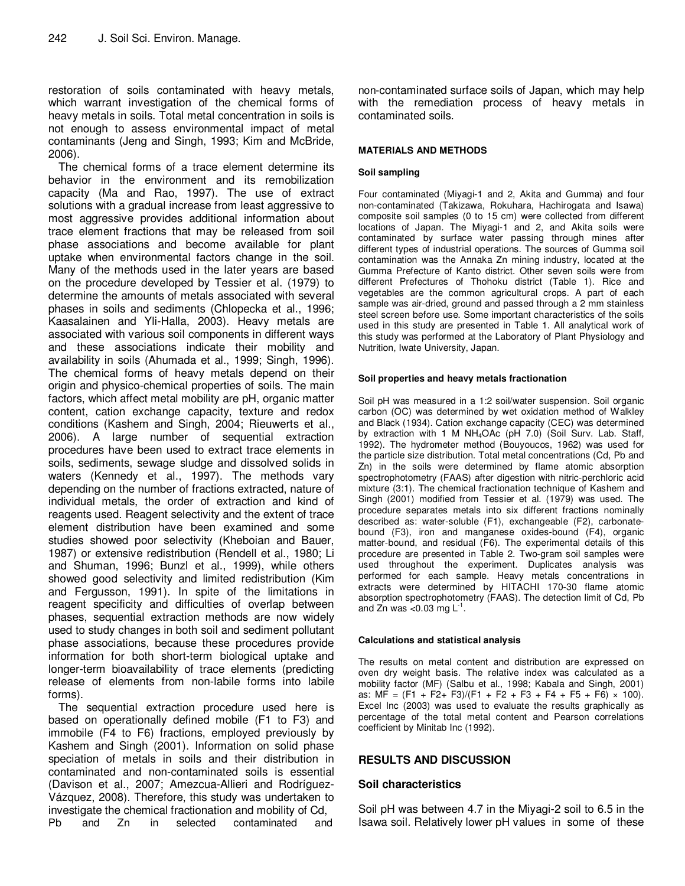restoration of soils contaminated with heavy metals, which warrant investigation of the chemical forms of heavy metals in soils. Total metal concentration in soils is not enough to assess environmental impact of metal contaminants (Jeng and Singh, 1993; Kim and McBride, 2006).

The chemical forms of a trace element determine its behavior in the environment and its remobilization capacity (Ma and Rao, 1997). The use of extract solutions with a gradual increase from least aggressive to most aggressive provides additional information about trace element fractions that may be released from soil phase associations and become available for plant uptake when environmental factors change in the soil. Many of the methods used in the later years are based on the procedure developed by Tessier et al. (1979) to determine the amounts of metals associated with several phases in soils and sediments (Chlopecka et al., 1996; Kaasalainen and Yli-Halla, 2003). Heavy metals are associated with various soil components in different ways and these associations indicate their mobility and availability in soils (Ahumada et al., 1999; Singh, 1996). The chemical forms of heavy metals depend on their origin and physico-chemical properties of soils. The main factors, which affect metal mobility are pH, organic matter content, cation exchange capacity, texture and redox conditions (Kashem and Singh, 2004; Rieuwerts et al., 2006). A large number of sequential extraction procedures have been used to extract trace elements in soils, sediments, sewage sludge and dissolved solids in waters (Kennedy et al., 1997). The methods vary depending on the number of fractions extracted, nature of individual metals, the order of extraction and kind of reagents used. Reagent selectivity and the extent of trace element distribution have been examined and some studies showed poor selectivity (Kheboian and Bauer, 1987) or extensive redistribution (Rendell et al., 1980; Li and Shuman, 1996; Bunzl et al., 1999), while others showed good selectivity and limited redistribution (Kim and Fergusson, 1991). In spite of the limitations in reagent specificity and difficulties of overlap between phases, sequential extraction methods are now widely used to study changes in both soil and sediment pollutant phase associations, because these procedures provide information for both short-term biological uptake and longer-term bioavailability of trace elements (predicting release of elements from non-labile forms into labile forms).

The sequential extraction procedure used here is based on operationally defined mobile (F1 to F3) and immobile (F4 to F6) fractions, employed previously by Kashem and Singh (2001). Information on solid phase speciation of metals in soils and their distribution in contaminated and non-contaminated soils is essential (Davison et al., 2007; Amezcua-Allieri and Rodríguez-Vázquez, 2008). Therefore, this study was undertaken to investigate the chemical fractionation and mobility of Cd, Pb and Zn in selected contaminated and non-contaminated surface soils of Japan, which may help with the remediation process of heavy metals in contaminated soils.

## MATERIALS AND METHODS

### Soil sampling

Four contaminated (Miyagi-1 and 2, Akita and Gumma) and four non-contaminated (Takizawa, Rokuhara, Hachirogata and Isawa) composite soil samples (0 to 15 cm) were collected from different locations of Japan. The Miyagi-1 and 2, and Akita soils were contaminated by surface water passing through mines after different types of industrial operations. The sources of Gumma soil contamination was the Annaka Zn mining industry, located at the Gumma Prefecture of Kanto district. Other seven soils were from different Prefectures of Thohoku district (Table 1). Rice and vegetables are the common agricultural crops. A part of each sample was air-dried, ground and passed through a 2 mm stainless steel screen before use. Some important characteristics of the soils used in this study are presented in Table 1. All analytical work of this study was performed at the Laboratory of Plant Physiology and Nutrition, Iwate University, Japan.

### Soil properties and heavy metals fractionation

Soil pH was measured in a 1:2 soil/water suspension. Soil organic carbon (OC) was determined by wet oxidation method of Walkley and Black (1934). Cation exchange capacity (CEC) was determined by extraction with 1 M $NH_4OAc$ (pH 7.0) (Soil Surv. Lab. Staff, 1992). The hydrometer method (Bouyoucos, 1962) was used for the particle size distribution. Total metal concentrations (Cd, Pb and Zn) in the soils were determined by flame atomic absorption spectrophotometry (FAAS) after digestion with nitric-perchloric acid mixture (3:1). The chemical fractionation technique of Kashem and Singh (2001) modified from Tessier et al. (1979) was used. The procedure separates metals into six different fractions nominally described as: water-soluble (F1), exchangeable (F2), carbonate-bound (F3), iron and manganese oxides-bound (F4), organic matter-bound, and residual (F6). The experimental details of this procedure are presented in Table 2. Two-gram soil samples were used throughout the experiment. Duplicates analysis was performed for each sample. Heavy metals concentrations in extracts were determined by HITACHI 170-30 flame atomic absorption spectrophotometry (FAAS). The detection limit of Cd, Pb and Zn was <0.03 mg $L^{-1}$.

### Calculations and statistical analysis

The results on metal content and distribution are expressed on oven dry weight basis. The relative index was calculated as a mobility factor (MF) (Salbu et al., 1998; Kabala and Singh, 2001) as: MF = (F1 + F2+ F3)/(F1 + F2 + F3 + F4 + F5 + F6) × 100). Excel Inc (2003) was used to evaluate the results graphically as percentage of the total metal content and Pearson correlations coefficient by Minitab Inc (1992).

## RESULTS AND DISCUSSION

### Soil characteristics

Soil pH was between 4.7 in the Miyagi-2 soil to 6.5 in the Isawa soil. Relatively lower pH values in some of these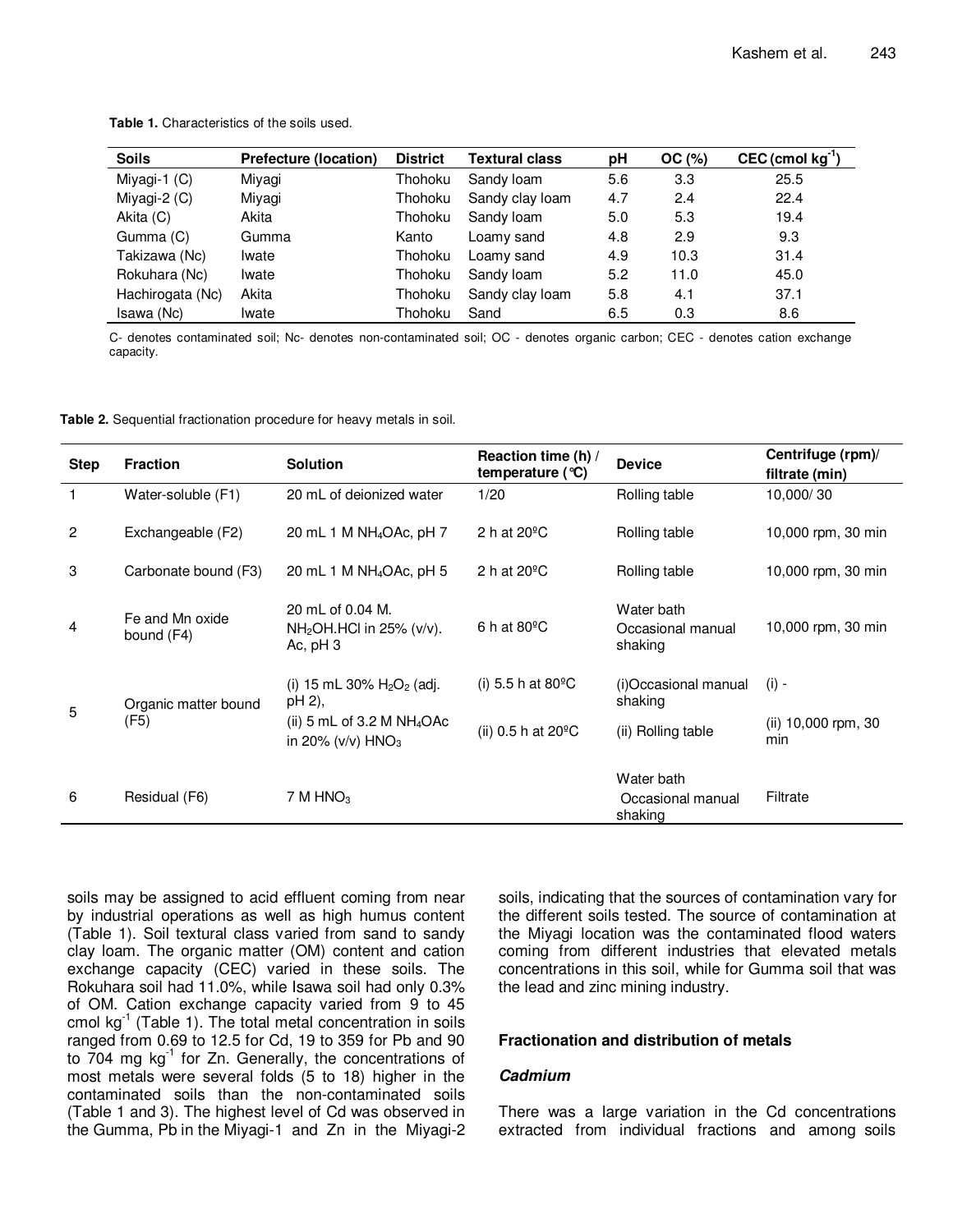**Table 1.** Characteristics of the soils used.

| Soils | Prefecture (location) | District | Textural class | pH | OC (%) | CEC (cmol $kg^{-1}$) |
|---|---|---|---|---|---|---|
| Miyagi-1 (C) | Miyagi | Thohoku | Sandy loam | 5.6 | 3.3 | 25.5 |
| Miyagi-2 (C) | Miyagi | Thohoku | Sandy clay loam | 4.7 | 2.4 | 22.4 |
| Akita (C) | Akita | Thohoku | Sandy loam | 5.0 | 5.3 | 19.4 |
| Gumma (C) | Gumma | Kanto | Loamy sand | 4.8 | 2.9 | 9.3 |
| Takizawa (Nc) | Iwate | Thohoku | Loamy sand | 4.9 | 10.3 | 31.4 |
| Rokuhara (Nc) | Iwate | Thohoku | Sandy loam | 5.2 | 11.0 | 45.0 |
| Hachirogata (Nc) | Akita | Thohoku | Sandy clay loam | 5.8 | 4.1 | 37.1 |
| Isawa (Nc) | Iwate | Thohoku | Sand | 6.5 | 0.3 | 8.6 |

C- denotes contaminated soil; Nc- denotes non-contaminated soil; OC - denotes organic carbon; CEC - denotes cation exchange capacity.

**Table 2.** Sequential fractionation procedure for heavy metals in soil.

| Step | Fraction | Solution | Reaction time (h) / temperature (°C) | Device | Centrifuge (rpm)/ filtrate (min) |
|---|---|---|---|---|---|
| 1 | Water-soluble (F1) | 20 mL of deionized water | 1/20 | Rolling table | 10,000/ 30 |
| 2 | Exchangeable (F2) | 20 mL 1 M $NH_4OAc$, pH 7 | 2 h at 20ºC | Rolling table | 10,000 rpm, 30 min |
| 3 | Carbonate bound (F3) | 20 mL 1 M $NH_4OAc$, pH 5 | 2 h at 20ºC | Rolling table | 10,000 rpm, 30 min |
| 4 | Fe and Mn oxide bound (F4) | 20 mL of 0.04 M. $NH_2OH.HCl$ in 25% (v/v). Ac, pH 3 | 6 h at 80ºC | Water bath Occasional manual shaking | 10,000 rpm, 30 min |
| 5 | Organic matter bound (F5) | (i) 15 mL 30% $H_2O_2$ (adj. pH 2), (ii) 5 mL of 3.2 M $NH_4OAc$ in 20% (v/v) $HNO_3$ | (i) 5.5 h at 80ºC (ii) 0.5 h at 20ºC | (i)Occasional manual shaking (ii) Rolling table | (i) - (ii) 10,000 rpm, 30 min |
| 6 | Residual (F6) | 7 M $HNO_3$ | | Water bath Occasional manual shaking | Filtrate |

soils may be assigned to acid effluent coming from near by industrial operations as well as high humus content (Table 1). Soil textural class varied from sand to sandy clay loam. The organic matter (OM) content and cation exchange capacity (CEC) varied in these soils. The Rokuhara soil had 11.0%, while Isawa soil had only 0.3% of OM. Cation exchange capacity varied from 9 to 45 cmol $kg^{-1}$ (Table 1). The total metal concentration in soils ranged from 0.69 to 12.5 for Cd, 19 to 359 for Pb and 90 to 704 mg $kg^{-1}$ for Zn. Generally, the concentrations of most metals were several folds (5 to 18) higher in the contaminated soils than the non-contaminated soils (Table 1 and 3). The highest level of Cd was observed in the Gumma, Pb in the Miyagi-1 and Zn in the Miyagi-2 soils, indicating that the sources of contamination vary for the different soils tested. The source of contamination at the Miyagi location was the contaminated flood waters coming from different industries that elevated metals concentrations in this soil, while for Gumma soil that was the lead and zinc mining industry.

## Fractionation and distribution of metals

### *Cadmium*

There was a large variation in the Cd concentrations extracted from individual fractions and among soils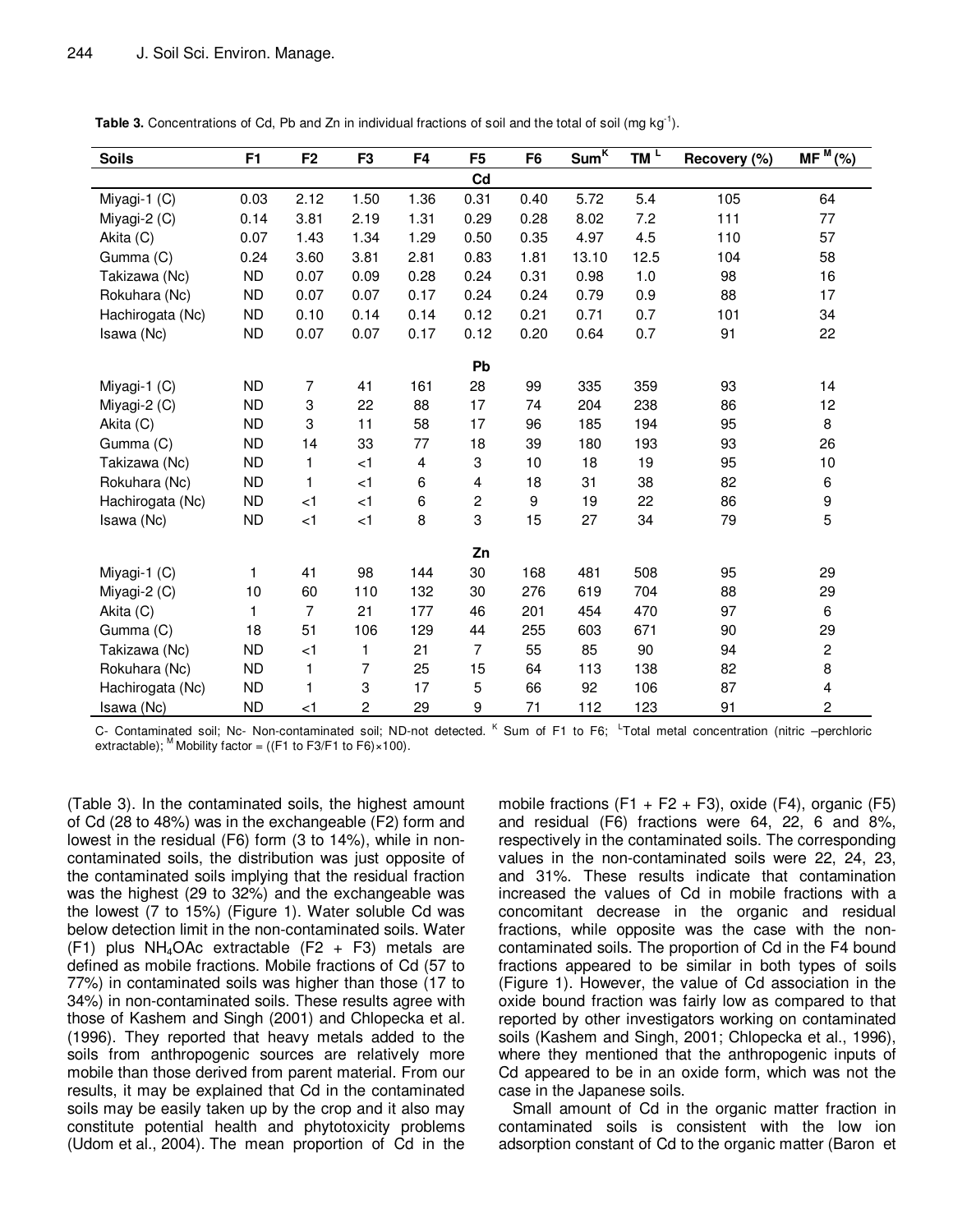**Table 3.** Concentrations of Cd, Pb and Zn in individual fractions of soil and the total of soil (mg kg$^{-1}$).

| Soils | F1 | F2 | F3 | F4 | F5 | F6 | Sum$^{K}$ | TM$^{L}$ | Recovery (%) | MF$^{M}$ (%) |
|---|---|---|---|---|---|---|---|---|---|---|
| | | | | | **Cd** | | | | | |
| Miyagi-1 (C) | 0.03 | 2.12 | 1.50 | 1.36 | 0.31 | 0.40 | 5.72 | 5.4 | 105 | 64 |
| Miyagi-2 (C) | 0.14 | 3.81 | 2.19 | 1.31 | 0.29 | 0.28 | 8.02 | 7.2 | 111 | 77 |
| Akita (C) | 0.07 | 1.43 | 1.34 | 1.29 | 0.50 | 0.35 | 4.97 | 4.5 | 110 | 57 |
| Gumma (C) | 0.24 | 3.60 | 3.81 | 2.81 | 0.83 | 1.81 | 13.10 | 12.5 | 104 | 58 |
| Takizawa (Nc) | ND | 0.07 | 0.09 | 0.28 | 0.24 | 0.31 | 0.98 | 1.0 | 98 | 16 |
| Rokuhara (Nc) | ND | 0.07 | 0.07 | 0.17 | 0.24 | 0.24 | 0.79 | 0.9 | 88 | 17 |
| Hachirogata (Nc) | ND | 0.10 | 0.14 | 0.14 | 0.12 | 0.21 | 0.71 | 0.7 | 101 | 34 |
| Isawa (Nc) | ND | 0.07 | 0.07 | 0.17 | 0.12 | 0.20 | 0.64 | 0.7 | 91 | 22 |
| | | | | | **Pb** | | | | | |
| Miyagi-1 (C) | ND | 7 | 41 | 161 | 28 | 99 | 335 | 359 | 93 | 14 |
| Miyagi-2 (C) | ND | 3 | 22 | 88 | 17 | 74 | 204 | 238 | 86 | 12 |
| Akita (C) | ND | 3 | 11 | 58 | 17 | 96 | 185 | 194 | 95 | 8 |
| Gumma (C) | ND | 14 | 33 | 77 | 18 | 39 | 180 | 193 | 93 | 26 |
| Takizawa (Nc) | ND | 1 | <1 | 4 | 3 | 10 | 18 | 19 | 95 | 10 |
| Rokuhara (Nc) | ND | 1 | <1 | 6 | 4 | 18 | 31 | 38 | 82 | 6 |
| Hachirogata (Nc) | ND | <1 | <1 | 6 | 2 | 9 | 19 | 22 | 86 | 9 |
| Isawa (Nc) | ND | <1 | <1 | 8 | 3 | 15 | 27 | 34 | 79 | 5 |
| | | | | | **Zn** | | | | | |
| Miyagi-1 (C) | 1 | 41 | 98 | 144 | 30 | 168 | 481 | 508 | 95 | 29 |
| Miyagi-2 (C) | 10 | 60 | 110 | 132 | 30 | 276 | 619 | 704 | 88 | 29 |
| Akita (C) | 1 | 7 | 21 | 177 | 46 | 201 | 454 | 470 | 97 | 6 |
| Gumma (C) | 18 | 51 | 106 | 129 | 44 | 255 | 603 | 671 | 90 | 29 |
| Takizawa (Nc) | ND | <1 | 1 | 21 | 7 | 55 | 85 | 90 | 94 | 2 |
| Rokuhara (Nc) | ND | 1 | 7 | 25 | 15 | 64 | 113 | 138 | 82 | 8 |
| Hachirogata (Nc) | ND | 1 | 3 | 17 | 5 | 66 | 92 | 106 | 87 | 4 |
| Isawa (Nc) | ND | <1 | 2 | 29 | 9 | 71 | 112 | 123 | 91 | 2 |

C- Contaminated soil; Nc- Non-contaminated soil; ND-not detected. $^{K}$ Sum of F1 to F6; $^{L}$Total metal concentration (nitric –perchloric extractable); $^{M}$ Mobility factor = ((F1 to F3/F1 to F6)×100).

(Table 3). In the contaminated soils, the highest amount of Cd (28 to 48%) was in the exchangeable (F2) form and lowest in the residual (F6) form (3 to 14%), while in non-contaminated soils, the distribution was just opposite of the contaminated soils implying that the residual fraction was the highest (29 to 32%) and the exchangeable was the lowest (7 to 15%) (Figure 1). Water soluble Cd was below detection limit in the non-contaminated soils. Water (F1) plus $NH_4OAc$ extractable (F2 + F3) metals are defined as mobile fractions. Mobile fractions of Cd (57 to 77%) in contaminated soils was higher than those (17 to 34%) in non-contaminated soils. These results agree with those of Kashem and Singh (2001) and Chlopecka et al. (1996). They reported that heavy metals added to the soils from anthropogenic sources are relatively more mobile than those derived from parent material. From our results, it may be explained that Cd in the contaminated soils may be easily taken up by the crop and it also may constitute potential health and phytotoxicity problems (Udom et al., 2004). The mean proportion of Cd in the mobile fractions (F1 + F2 + F3), oxide (F4), organic (F5) and residual (F6) fractions were 64, 22, 6 and 8%, respectively in the contaminated soils. The corresponding values in the non-contaminated soils were 22, 24, 23, and 31%. These results indicate that contamination increased the values of Cd in mobile fractions with a concomitant decrease in the organic and residual fractions, while opposite was the case with the non-contaminated soils. The proportion of Cd in the F4 bound fractions appeared to be similar in both types of soils (Figure 1). However, the value of Cd association in the oxide bound fraction was fairly low as compared to that reported by other investigators working on contaminated soils (Kashem and Singh, 2001; Chlopecka et al., 1996), where they mentioned that the anthropogenic inputs of Cd appeared to be in an oxide form, which was not the case in the Japanese soils.

Small amount of Cd in the organic matter fraction in contaminated soils is consistent with the low ion adsorption constant of Cd to the organic matter (Baron et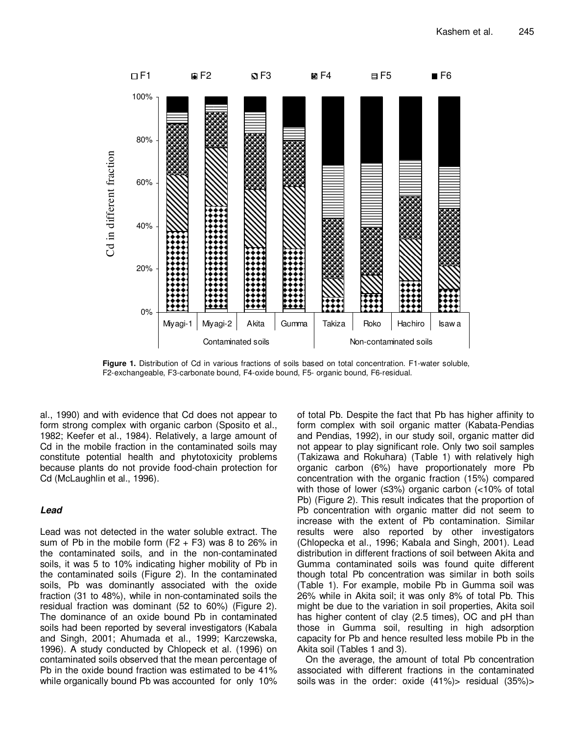**Figure 1.** Distribution of Cd in various fractions of soils based on total concentration. F1-water soluble, F2-exchangeable, F3-carbonate bound, F4-oxide bound, F5- organic bound, F6-residual.

al., 1990) and with evidence that Cd does not appear to form strong complex with organic carbon (Sposito et al., 1982; Keefer et al., 1984). Relatively, a large amount of Cd in the mobile fraction in the contaminated soils may constitute potential health and phytotoxicity problems because plants do not provide food-chain protection for Cd (McLaughlin et al., 1996).

### *Lead*

Lead was not detected in the water soluble extract. The sum of Pb in the mobile form (F2 + F3) was 8 to 26% in the contaminated soils, and in the non-contaminated soils, it was 5 to 10% indicating higher mobility of Pb in the contaminated soils (Figure 2). In the contaminated soils, Pb was dominantly associated with the oxide fraction (31 to 48%), while in non-contaminated soils the residual fraction was dominant (52 to 60%) (Figure 2). The dominance of an oxide bound Pb in contaminated soils had been reported by several investigators (Kabala and Singh, 2001; Ahumada et al., 1999; Karczewska, 1996). A study conducted by Chlopeck et al. (1996) on contaminated soils observed that the mean percentage of Pb in the oxide bound fraction was estimated to be 41% while organically bound Pb was accounted for only 10% of total Pb. Despite the fact that Pb has higher affinity to form complex with soil organic matter (Kabata-Pendias and Pendias, 1992), in our study soil, organic matter did not appear to play significant role. Only two soil samples (Takizawa and Rokuhara) (Table 1) with relatively high organic carbon (6%) have proportionately more Pb concentration with the organic fraction (15%) compared with those of lower (≤3%) organic carbon (<10% of total Pb) (Figure 2). This result indicates that the proportion of Pb concentration with organic matter did not seem to increase with the extent of Pb contamination. Similar results were also reported by other investigators (Chlopecka et al., 1996; Kabala and Singh, 2001). Lead distribution in different fractions of soil between Akita and Gumma contaminated soils was found quite different though total Pb concentration was similar in both soils (Table 1). For example, mobile Pb in Gumma soil was 26% while in Akita soil; it was only 8% of total Pb. This might be due to the variation in soil properties, Akita soil has higher content of clay (2.5 times), OC and pH than those in Gumma soil, resulting in high adsorption capacity for Pb and hence resulted less mobile Pb in the Akita soil (Tables 1 and 3).

On the average, the amount of total Pb concentration associated with different fractions in the contaminated soils was in the order: oxide (41%)> residual (35%)>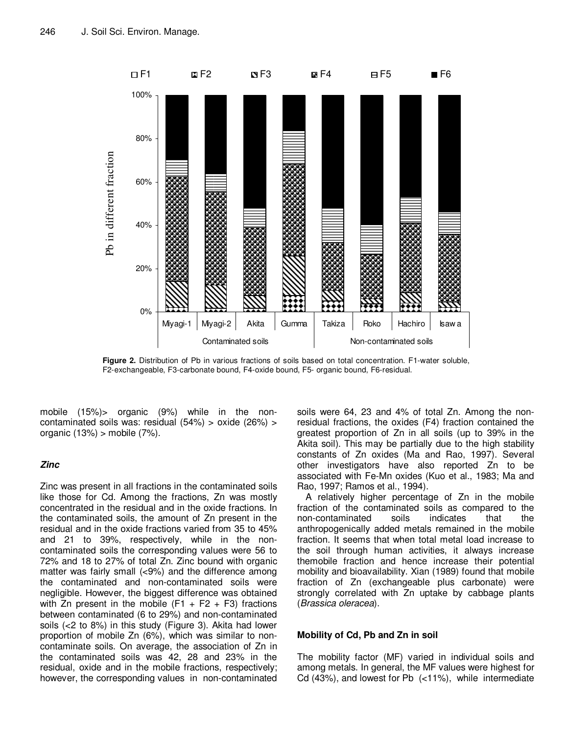Figure 2. Distribution of Pb in various fractions of soils based on total concentration. F1-water soluble, F2-exchangeable, F3-carbonate bound, F4-oxide bound, F5- organic bound, F6-residual.

mobile (15%)> organic (9%) while in the non-contaminated soils was: residual (54%) > oxide (26%) > organic (13%) > mobile (7%).

### *Zinc*

Zinc was present in all fractions in the contaminated soils like those for Cd. Among the fractions, Zn was mostly concentrated in the residual and in the oxide fractions. In the contaminated soils, the amount of Zn present in the residual and in the oxide fractions varied from 35 to 45% and 21 to 39%, respectively, while in the non-contaminated soils the corresponding values were 56 to 72% and 18 to 27% of total Zn. Zinc bound with organic matter was fairly small (<9%) and the difference among the contaminated and non-contaminated soils were negligible. However, the biggest difference was obtained with Zn present in the mobile (F1 + F2 + F3) fractions between contaminated (6 to 29%) and non-contaminated soils (<2 to 8%) in this study (Figure 3). Akita had lower proportion of mobile Zn (6%), which was similar to non-contaminate soils. On average, the association of Zn in the contaminated soils was 42, 28 and 23% in the residual, oxide and in the mobile fractions, respectively; however, the corresponding values in non-contaminated soils were 64, 23 and 4% of total Zn. Among the non-residual fractions, the oxides (F4) fraction contained the greatest proportion of Zn in all soils (up to 39% in the Akita soil). This may be partially due to the high stability constants of Zn oxides (Ma and Rao, 1997). Several other investigators have also reported Zn to be associated with Fe-Mn oxides (Kuo et al., 1983; Ma and Rao, 1997; Ramos et al., 1994).

A relatively higher percentage of Zn in the mobile fraction of the contaminated soils as compared to the non-contaminated soils indicates that the anthropogenically added metals remained in the mobile fraction. It seems that when total metal load increase to the soil through human activities, it always increase themobile fraction and hence increase their potential mobility and bioavailability. Xian (1989) found that mobile fraction of Zn (exchangeable plus carbonate) were strongly correlated with Zn uptake by cabbage plants (*Brassica oleracea*).

### **Mobility of Cd, Pb and Zn in soil**

The mobility factor (MF) varied in individual soils and among metals. In general, the MF values were highest for Cd (43%), and lowest for Pb (<11%), while intermediate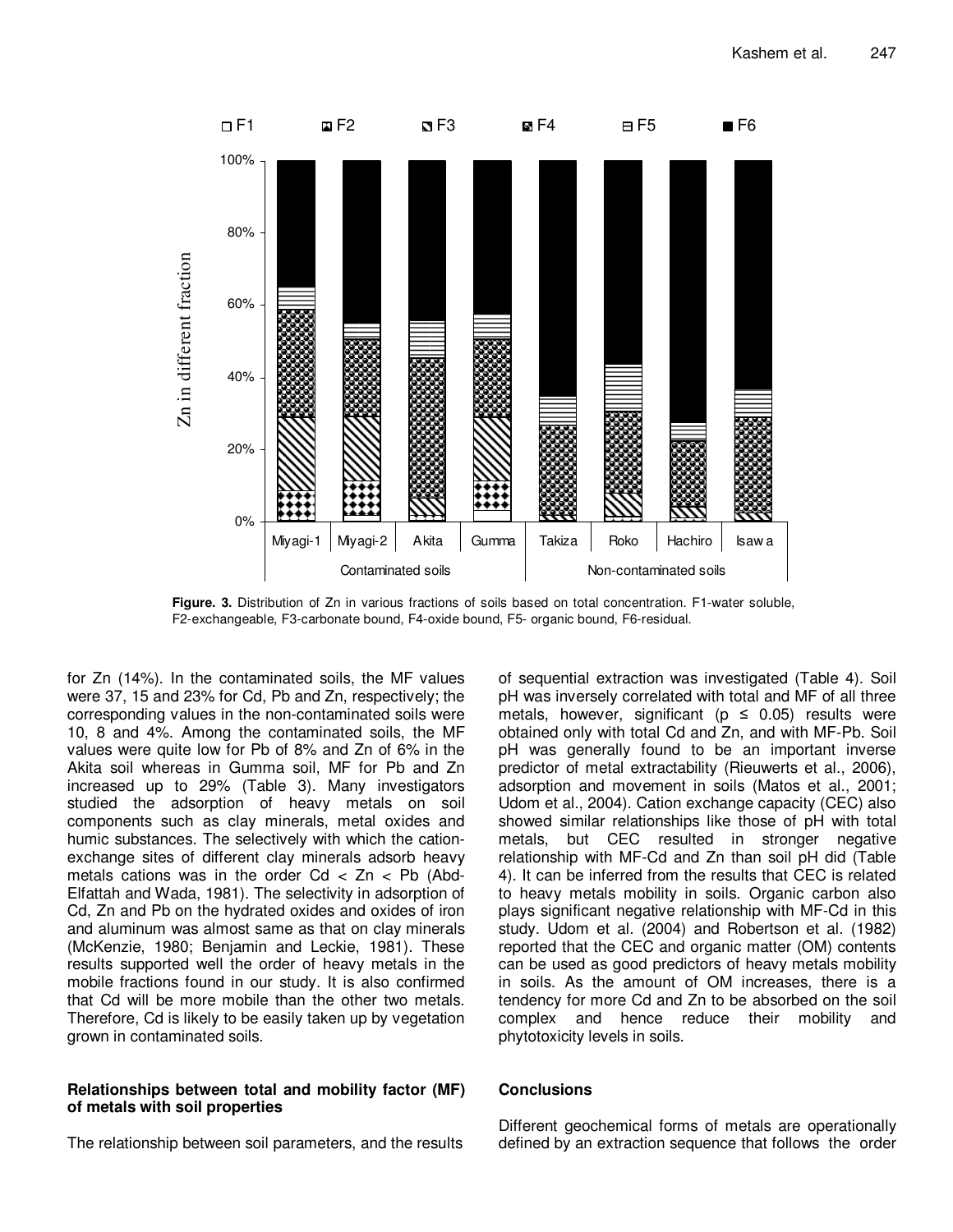**Figure. 3.** Distribution of Zn in various fractions of soils based on total concentration. F1-water soluble, F2-exchangeable, F3-carbonate bound, F4-oxide bound, F5- organic bound, F6-residual.

for Zn (14%). In the contaminated soils, the MF values were 37, 15 and 23% for Cd, Pb and Zn, respectively; the corresponding values in the non-contaminated soils were 10, 8 and 4%. Among the contaminated soils, the MF values were quite low for Pb of 8% and Zn of 6% in the Akita soil whereas in Gumma soil, MF for Pb and Zn increased up to 29% (Table 3). Many investigators studied the adsorption of heavy metals on soil components such as clay minerals, metal oxides and humic substances. The selectively with which the cation-exchange sites of different clay minerals adsorb heavy metals cations was in the order Cd < Zn < Pb (Abd-Elfattah and Wada, 1981). The selectivity in adsorption of Cd, Zn and Pb on the hydrated oxides and oxides of iron and aluminum was almost same as that on clay minerals (McKenzie, 1980; Benjamin and Leckie, 1981). These results supported well the order of heavy metals in the mobile fractions found in our study. It is also confirmed that Cd will be more mobile than the other two metals. Therefore, Cd is likely to be easily taken up by vegetation grown in contaminated soils.

### Relationships between total and mobility factor (MF) of metals with soil properties

The relationship between soil parameters, and the results of sequential extraction was investigated (Table 4). Soil pH was inversely correlated with total and MF of all three metals, however, significant ($p \leq 0.05$) results were obtained only with total Cd and Zn, and with MF-Pb. Soil pH was generally found to be an important inverse predictor of metal extractability (Rieuwerts et al., 2006), adsorption and movement in soils (Matos et al., 2001; Udom et al., 2004). Cation exchange capacity (CEC) also showed similar relationships like those of pH with total metals, but CEC resulted in stronger negative relationship with MF-Cd and Zn than soil pH did (Table 4). It can be inferred from the results that CEC is related to heavy metals mobility in soils. Organic carbon also plays significant negative relationship with MF-Cd in this study. Udom et al. (2004) and Robertson et al. (1982) reported that the CEC and organic matter (OM) contents can be used as good predictors of heavy metals mobility in soils. As the amount of OM increases, there is a tendency for more Cd and Zn to be absorbed on the soil complex and hence reduce their mobility and phytotoxicity levels in soils.

## Conclusions

Different geochemical forms of metals are operationally defined by an extraction sequence that follows the order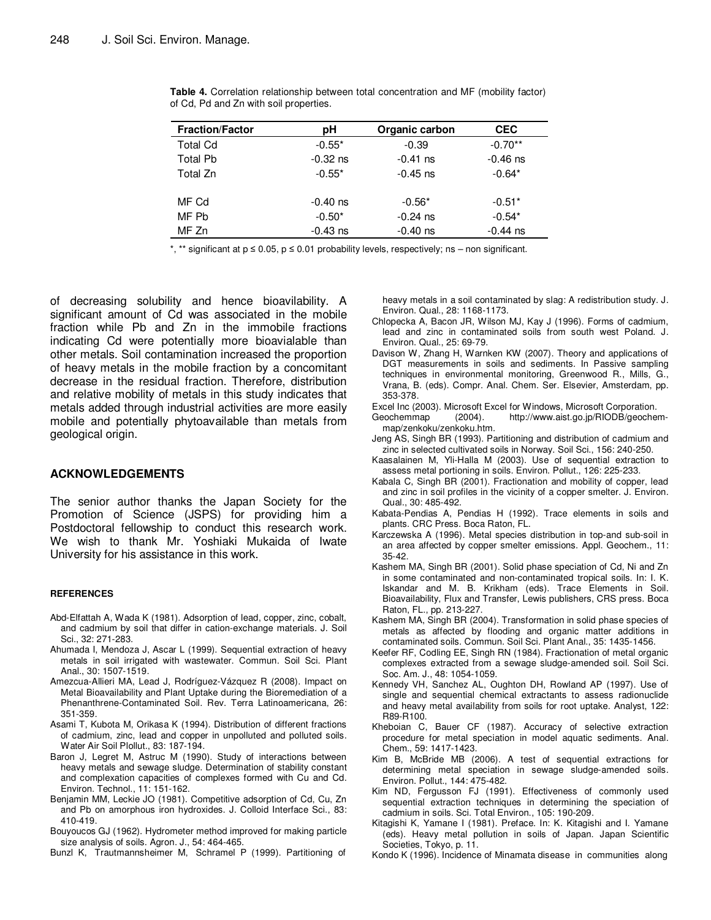**Table 4.** Correlation relationship between total concentration and MF (mobility factor) of Cd, Pd and Zn with soil properties.

| Fraction/Factor | pH | Organic carbon | CEC |
|---|---|---|---|
| Total Cd | -0.55* | -0.39 | -0.70** |
| Total Pb | -0.32 ns | -0.41 ns | -0.46 ns |
| Total Zn | -0.55* | -0.45 ns | -0.64* |
| MF Cd | -0.40 ns | -0.56* | -0.51* |
| MF Pb | -0.50* | -0.24 ns | -0.54* |
| MF Zn | -0.43 ns | -0.40 ns | -0.44 ns |

*, ** significant at $p \leq 0.05$, $p \leq 0.01$ probability levels, respectively; ns – non significant.

of decreasing solubility and hence bioavilability. A significant amount of Cd was associated in the mobile fraction while Pb and Zn in the immobile fractions indicating Cd were potentially more bioavialable than other metals. Soil contamination increased the proportion of heavy metals in the mobile fraction by a concomitant decrease in the residual fraction. Therefore, distribution and relative mobility of metals in this study indicates that metals added through industrial activities are more easily mobile and potentially phytoavailable than metals from geological origin.

## ACKNOWLEDGEMENTS

The senior author thanks the Japan Society for the Promotion of Science (JSPS) for providing him a Postdoctoral fellowship to conduct this research work. We wish to thank Mr. Yoshiaki Mukaida of Iwate University for his assistance in this work.

## REFERENCES

Abd-Elfattah A, Wada K (1981). Adsorption of lead, copper, zinc, cobalt, and cadmium by soil that differ in cation-exchange materials. J. Soil Sci., 32: 271-283.

Ahumada I, Mendoza J, Ascar L (1999). Sequential extraction of heavy metals in soil irrigated with wastewater. Commun. Soil Sci. Plant Anal., 30: 1507-1519.

Amezcua-Allieri MA, Lead J, Rodríguez-Vázquez R (2008). Impact on Metal Bioavailability and Plant Uptake during the Bioremediation of a Phenanthrene-Contaminated Soil. Rev. Terra Latinoamericana, 26: 351-359.

Asami T, Kubota M, Orikasa K (1994). Distribution of different fractions of cadmium, zinc, lead and copper in unpolluted and polluted soils. Water Air Soil Plollut., 83: 187-194.

Baron J, Legret M, Astruc M (1990). Study of interactions between heavy metals and sewage sludge. Determination of stability constant and complexation capacities of complexes formed with Cu and Cd. Environ. Technol., 11: 151-162.

Benjamin MM, Leckie JO (1981). Competitive adsorption of Cd, Cu, Zn and Pb on amorphous iron hydroxides. J. Colloid Interface Sci., 83: 410-419.

Bouyoucos GJ (1962). Hydrometer method improved for making particle size analysis of soils. Agron. J., 54: 464-465.

Bunzl K, Trautmannsheimer M, Schramel P (1999). Partitioning of heavy metals in a soil contaminated by slag: A redistribution study. J. Environ. Qual., 28: 1168-1173.

Chlopecka A, Bacon JR, Wilson MJ, Kay J (1996). Forms of cadmium, lead and zinc in contaminated soils from south west Poland. J. Environ. Qual., 25: 69-79.

Davison W, Zhang H, Warnken KW (2007). Theory and applications of DGT measurements in soils and sediments. In Passive sampling techniques in environmental monitoring, Greenwood R., Mills, G., Vrana, B. (eds). Compr. Anal. Chem. Ser. Elsevier, Amsterdam, pp. 353-378.

Excel Inc (2003). Microsoft Excel for Windows, Microsoft Corporation.

Geochemmap (2004). http://www.aist.go.jp/RIODB/geochem-map/zenkoku/zenkoku.htm.

Jeng AS, Singh BR (1993). Partitioning and distribution of cadmium and zinc in selected cultivated soils in Norway. Soil Sci., 156: 240-250.

Kaasalainen M, Yli-Halla M (2003). Use of sequential extraction to assess metal portioning in soils. Environ. Pollut., 126: 225-233.

Kabala C, Singh BR (2001). Fractionation and mobility of copper, lead and zinc in soil profiles in the vicinity of a copper smelter. J. Environ. Qual., 30: 485-492.

Kabata-Pendias A, Pendias H (1992). Trace elements in soils and plants. CRC Press. Boca Raton, FL.

Karczewska A (1996). Metal species distribution in top-and sub-soil in an area affected by copper smelter emissions. Appl. Geochem., 11: 35-42.

Kashem MA, Singh BR (2001). Solid phase speciation of Cd, Ni and Zn in some contaminated and non-contaminated tropical soils. In: I. K. Iskandar and M. B. Krikham (eds). Trace Elements in Soil. Bioavailability, Flux and Transfer, Lewis publishers, CRS press. Boca Raton, FL., pp. 213-227.

Kashem MA, Singh BR (2004). Transformation in solid phase species of metals as affected by flooding and organic matter additions in contaminated soils. Commun. Soil Sci. Plant Anal., 35: 1435-1456.

Keefer RF, Codling EE, Singh RN (1984). Fractionation of metal organic complexes extracted from a sewage sludge-amended soil. Soil Sci. Soc. Am. J., 48: 1054-1059.

Kennedy VH, Sanchez AL, Oughton DH, Rowland AP (1997). Use of single and sequential chemical extractants to assess radionuclide and heavy metal availability from soils for root uptake. Analyst, 122: R89-R100.

Kheboian C, Bauer CF (1987). Accuracy of selective extraction procedure for metal speciation in model aquatic sediments. Anal. Chem., 59: 1417-1423.

Kim B, McBride MB (2006). A test of sequential extractions for determining metal speciation in sewage sludge-amended soils. Environ. Pollut., 144: 475-482.

Kim ND, Fergusson FJ (1991). Effectiveness of commonly used sequential extraction techniques in determining the speciation of cadmium in soils. Sci. Total Environ., 105: 190-209.

Kitagishi K, Yamane I (1981). Preface. In: K. Kitagishi and I. Yamane (eds). Heavy metal pollution in soils of Japan. Japan Scientific Societies, Tokyo, p. 11.

Kondo K (1996). Incidence of Minamata disease in communities along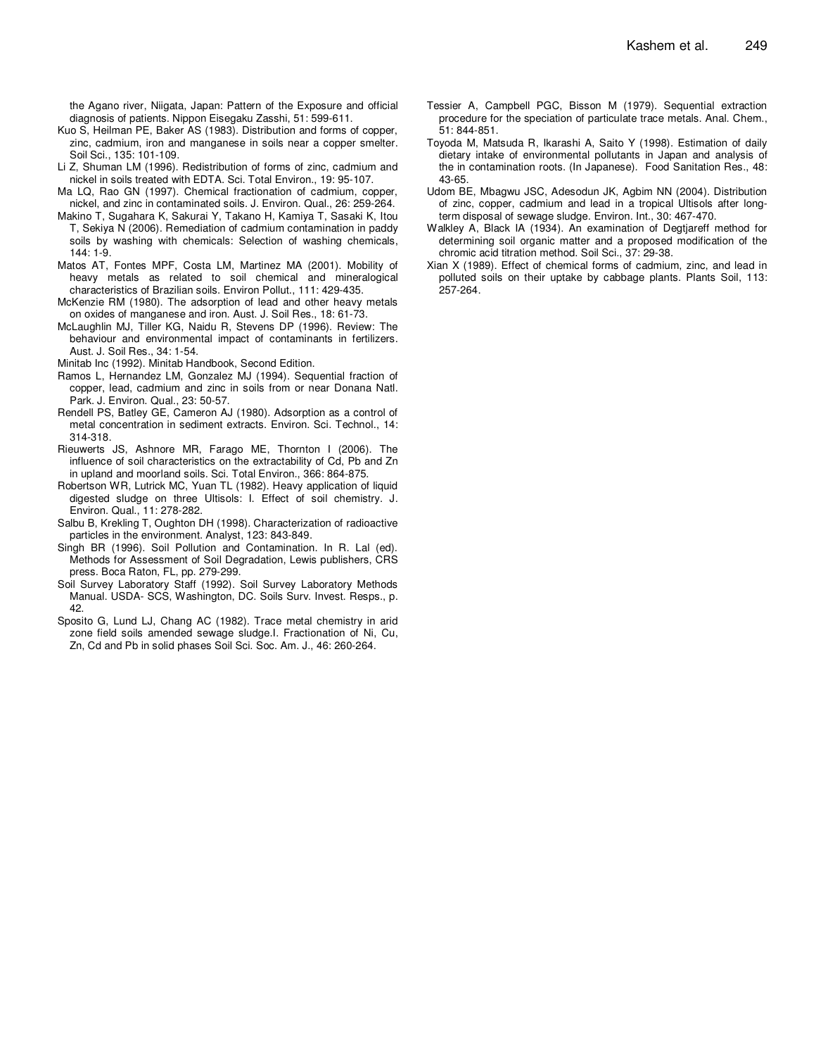the Agano river, Niigata, Japan: Pattern of the Exposure and official diagnosis of patients. Nippon Eisegaku Zasshi, 51: 599-611.

Kuo S, Heilman PE, Baker AS (1983). Distribution and forms of copper, zinc, cadmium, iron and manganese in soils near a copper smelter. Soil Sci., 135: 101-109.

Li Z, Shuman LM (1996). Redistribution of forms of zinc, cadmium and nickel in soils treated with EDTA. Sci. Total Environ., 19: 95-107.

Ma LQ, Rao GN (1997). Chemical fractionation of cadmium, copper, nickel, and zinc in contaminated soils. J. Environ. Qual., 26: 259-264.

Makino T, Sugahara K, Sakurai Y, Takano H, Kamiya T, Sasaki K, Itou T, Sekiya N (2006). Remediation of cadmium contamination in paddy soils by washing with chemicals: Selection of washing chemicals, 144: 1-9.

Matos AT, Fontes MPF, Costa LM, Martinez MA (2001). Mobility of heavy metals as related to soil chemical and mineralogical characteristics of Brazilian soils. Environ Pollut., 111: 429-435.

McKenzie RM (1980). The adsorption of lead and other heavy metals on oxides of manganese and iron. Aust. J. Soil Res., 18: 61-73.

McLaughlin MJ, Tiller KG, Naidu R, Stevens DP (1996). Review: The behaviour and environmental impact of contaminants in fertilizers. Aust. J. Soil Res., 34: 1-54.

Minitab Inc (1992). Minitab Handbook, Second Edition.

Ramos L, Hernandez LM, Gonzalez MJ (1994). Sequential fraction of copper, lead, cadmium and zinc in soils from or near Donana Natl. Park. J. Environ. Qual., 23: 50-57.

Rendell PS, Batley GE, Cameron AJ (1980). Adsorption as a control of metal concentration in sediment extracts. Environ. Sci. Technol., 14: 314-318.

Rieuwerts JS, Ashnore MR, Farago ME, Thornton I (2006). The influence of soil characteristics on the extractability of Cd, Pb and Zn in upland and moorland soils. Sci. Total Environ., 366: 864-875.

Robertson WR, Lutrick MC, Yuan TL (1982). Heavy application of liquid digested sludge on three Ultisols: I. Effect of soil chemistry. J. Environ. Qual., 11: 278-282.

Salbu B, Krekling T, Oughton DH (1998). Characterization of radioactive particles in the environment. Analyst, 123: 843-849.

Singh BR (1996). Soil Pollution and Contamination. In R. Lal (ed). Methods for Assessment of Soil Degradation, Lewis publishers, CRS press. Boca Raton, FL, pp. 279-299.

Soil Survey Laboratory Staff (1992). Soil Survey Laboratory Methods Manual. USDA- SCS, Washington, DC. Soils Surv. Invest. Resps., p. 42.

Sposito G, Lund LJ, Chang AC (1982). Trace metal chemistry in arid zone field soils amended sewage sludge.I. Fractionation of Ni, Cu, Zn, Cd and Pb in solid phases Soil Sci. Soc. Am. J., 46: 260-264.

Tessier A, Campbell PGC, Bisson M (1979). Sequential extraction procedure for the speciation of particulate trace metals. Anal. Chem., 51: 844-851.

Toyoda M, Matsuda R, Ikarashi A, Saito Y (1998). Estimation of daily dietary intake of environmental pollutants in Japan and analysis of the in contamination roots. (In Japanese). Food Sanitation Res., 48: 43-65.

Udom BE, Mbagwu JSC, Adesodun JK, Agbim NN (2004). Distribution of zinc, copper, cadmium and lead in a tropical Ultisols after long-term disposal of sewage sludge. Environ. Int., 30: 467-470.

Walkley A, Black IA (1934). An examination of Degtjareff method for determining soil organic matter and a proposed modification of the chromic acid titration method. Soil Sci., 37: 29-38.

Xian X (1989). Effect of chemical forms of cadmium, zinc, and lead in polluted soils on their uptake by cabbage plants. Plants Soil, 113: 257-264.